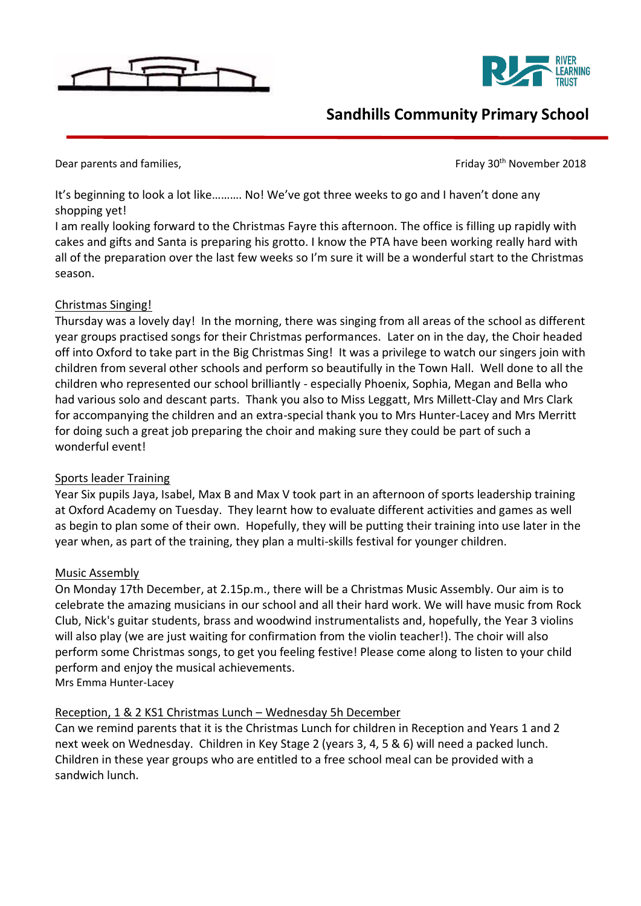# Sandhills Community Primary School

Dear parents and families,

Friday 30th November 2018

It's beginning to look a lot like………. No! We've got three weeks to go and I haven't done any shopping yet!

I am really looking forward to the Christmas Fayre this afternoon. The office is filling up rapidly with cakes and gifts and Santa is preparing his grotto. I know the PTA have been working really hard with all of the preparation over the last few weeks so I'm sure it will be a wonderful start to the Christmas season.

## Christmas Singing!

Thursday was a lovely day! In the morning, there was singing from all areas of the school as different year groups practised songs for their Christmas performances. Later on in the day, the Choir headed off into Oxford to take part in the Big Christmas Sing! It was a privilege to watch our singers join with children from several other schools and perform so beautifully in the Town Hall. Well done to all the children who represented our school brilliantly - especially Phoenix, Sophia, Megan and Bella who had various solo and descant parts. Thank you also to Miss Leggatt, Mrs Millett-Clay and Mrs Clark for accompanying the children and an extra-special thank you to Mrs Hunter-Lacey and Mrs Merritt for doing such a great job preparing the choir and making sure they could be part of such a wonderful event!

## Sports leader Training

Year Six pupils Jaya, Isabel, Max B and Max V took part in an afternoon of sports leadership training at Oxford Academy on Tuesday. They learnt how to evaluate different activities and games as well as begin to plan some of their own. Hopefully, they will be putting their training into use later in the year when, as part of the training, they plan a multi-skills festival for younger children.

## Music Assembly

On Monday 17th December, at 2.15p.m., there will be a Christmas Music Assembly. Our aim is to celebrate the amazing musicians in our school and all their hard work. We will have music from Rock Club, Nick's guitar students, brass and woodwind instrumentalists and, hopefully, the Year 3 violins will also play (we are just waiting for confirmation from the violin teacher!). The choir will also perform some Christmas songs, to get you feeling festive! Please come along to listen to your child perform and enjoy the musical achievements.

Mrs Emma Hunter-Lacey

## Reception, 1 & 2 KS1 Christmas Lunch – Wednesday 5h December

Can we remind parents that it is the Christmas Lunch for children in Reception and Years 1 and 2 next week on Wednesday. Children in Key Stage 2 (years 3, 4, 5 & 6) will need a packed lunch. Children in these year groups who are entitled to a free school meal can be provided with a sandwich lunch.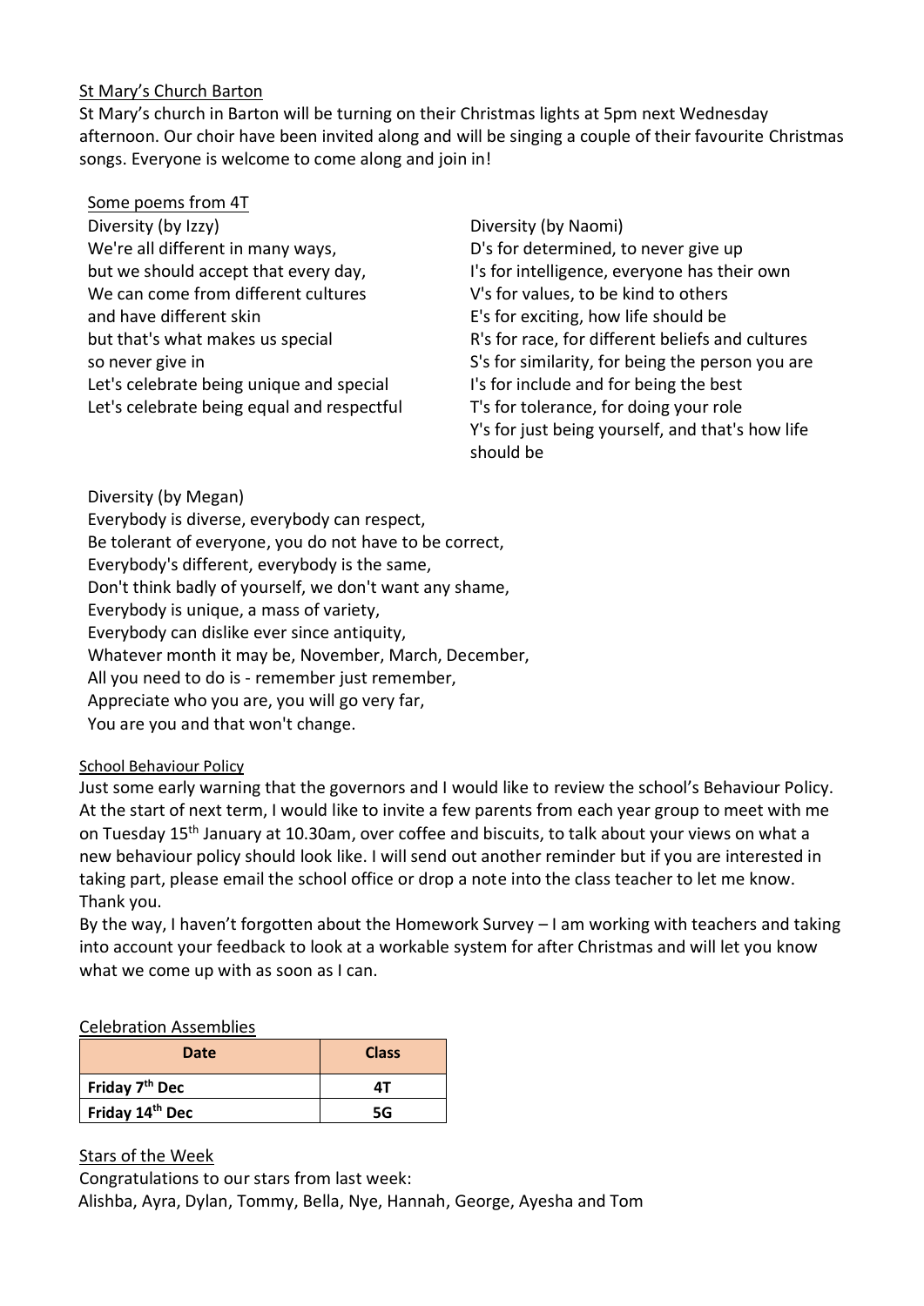## St Mary's Church Barton

St Mary's church in Barton will be turning on their Christmas lights at 5pm next Wednesday afternoon. Our choir have been invited along and will be singing a couple of their favourite Christmas songs. Everyone is welcome to come along and join in!

## Some poems from 4T

Diversity (by Izzy)
We're all different in many ways,
but we should accept that every day,
We can come from different cultures
and have different skin
but that's what makes us special
so never give in
Let's celebrate being unique and special
Let's celebrate being equal and respectful

Diversity (by Naomi)
D's for determined, to never give up
I's for intelligence, everyone has their own
V's for values, to be kind to others
E's for exciting, how life should be
R's for race, for different beliefs and cultures
S's for similarity, for being the person you are
I's for include and for being the best
T's for tolerance, for doing your role
Y's for just being yourself, and that's how life should be

Diversity (by Megan)
Everybody is diverse, everybody can respect,
Be tolerant of everyone, you do not have to be correct,
Everybody's different, everybody is the same,
Don't think badly of yourself, we don't want any shame,
Everybody is unique, a mass of variety,
Everybody can dislike ever since antiquity,
Whatever month it may be, November, March, December,
All you need to do is - remember just remember,
Appreciate who you are, you will go very far,
You are you and that won't change.

## School Behaviour Policy

Just some early warning that the governors and I would like to review the school's Behaviour Policy. At the start of next term, I would like to invite a few parents from each year group to meet with me on Tuesday 15th January at 10.30am, over coffee and biscuits, to talk about your views on what a new behaviour policy should look like. I will send out another reminder but if you are interested in taking part, please email the school office or drop a note into the class teacher to let me know. Thank you.

By the way, I haven't forgotten about the Homework Survey – I am working with teachers and taking into account your feedback to look at a workable system for after Christmas and will let you know what we come up with as soon as I can.

## Celebration Assemblies

| Date | Class |
|---|---|
| **Friday 7th Dec** | **4T** |
| **Friday 14th Dec** | **5G** |

## Stars of the Week

Congratulations to our stars from last week:
Alishba, Ayra, Dylan, Tommy, Bella, Nye, Hannah, George, Ayesha and Tom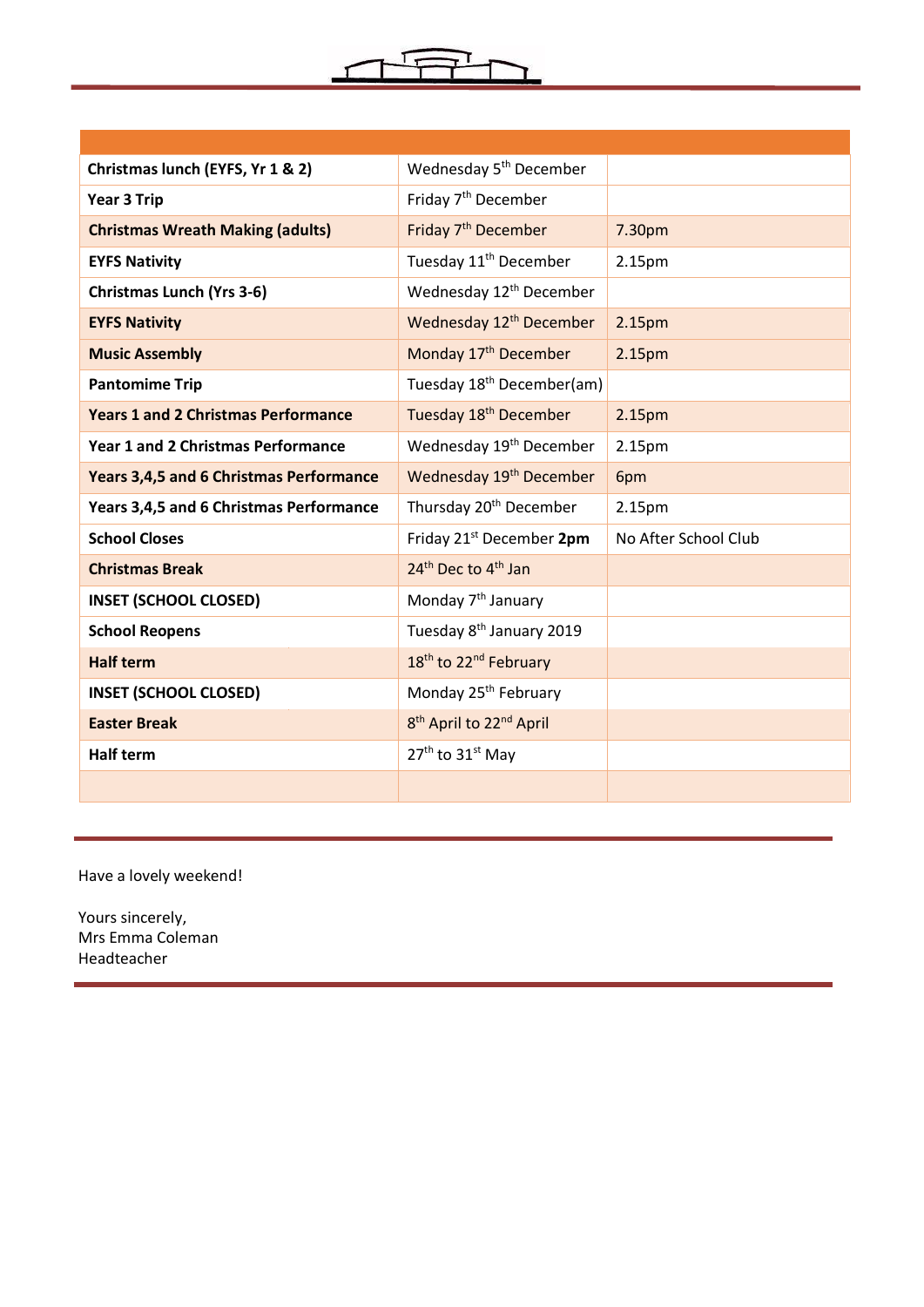| | | |
|---|---|---|
| **Christmas lunch (EYFS, Yr 1 & 2)** | Wednesday 5th December | |
| **Year 3 Trip** | Friday 7th December | |
| **Christmas Wreath Making (adults)** | Friday 7th December | 7.30pm |
| **EYFS Nativity** | Tuesday 11th December | 2.15pm |
| **Christmas Lunch (Yrs 3-6)** | Wednesday 12th December | |
| **EYFS Nativity** | Wednesday 12th December | 2.15pm |
| **Music Assembly** | Monday 17th December | 2.15pm |
| **Pantomime Trip** | Tuesday 18th December(am) | |
| **Years 1 and 2 Christmas Performance** | Tuesday 18th December | 2.15pm |
| **Year 1 and 2 Christmas Performance** | Wednesday 19th December | 2.15pm |
| **Years 3,4,5 and 6 Christmas Performance** | Wednesday 19th December | 6pm |
| **Years 3,4,5 and 6 Christmas Performance** | Thursday 20th December | 2.15pm |
| **School Closes** | Friday 21st December **2pm** | No After School Club |
| **Christmas Break** | 24th Dec to 4th Jan | |
| **INSET (SCHOOL CLOSED)** | Monday 7th January | |
| **School Reopens** | Tuesday 8th January 2019 | |
| **Half term** | 18th to 22nd February | |
| **INSET (SCHOOL CLOSED)** | Monday 25th February | |
| **Easter Break** | 8th April to 22nd April | |
| **Half term** | 27th to 31st May | |
| | | |

Have a lovely weekend!

Yours sincerely,
Mrs Emma Coleman
Headteacher